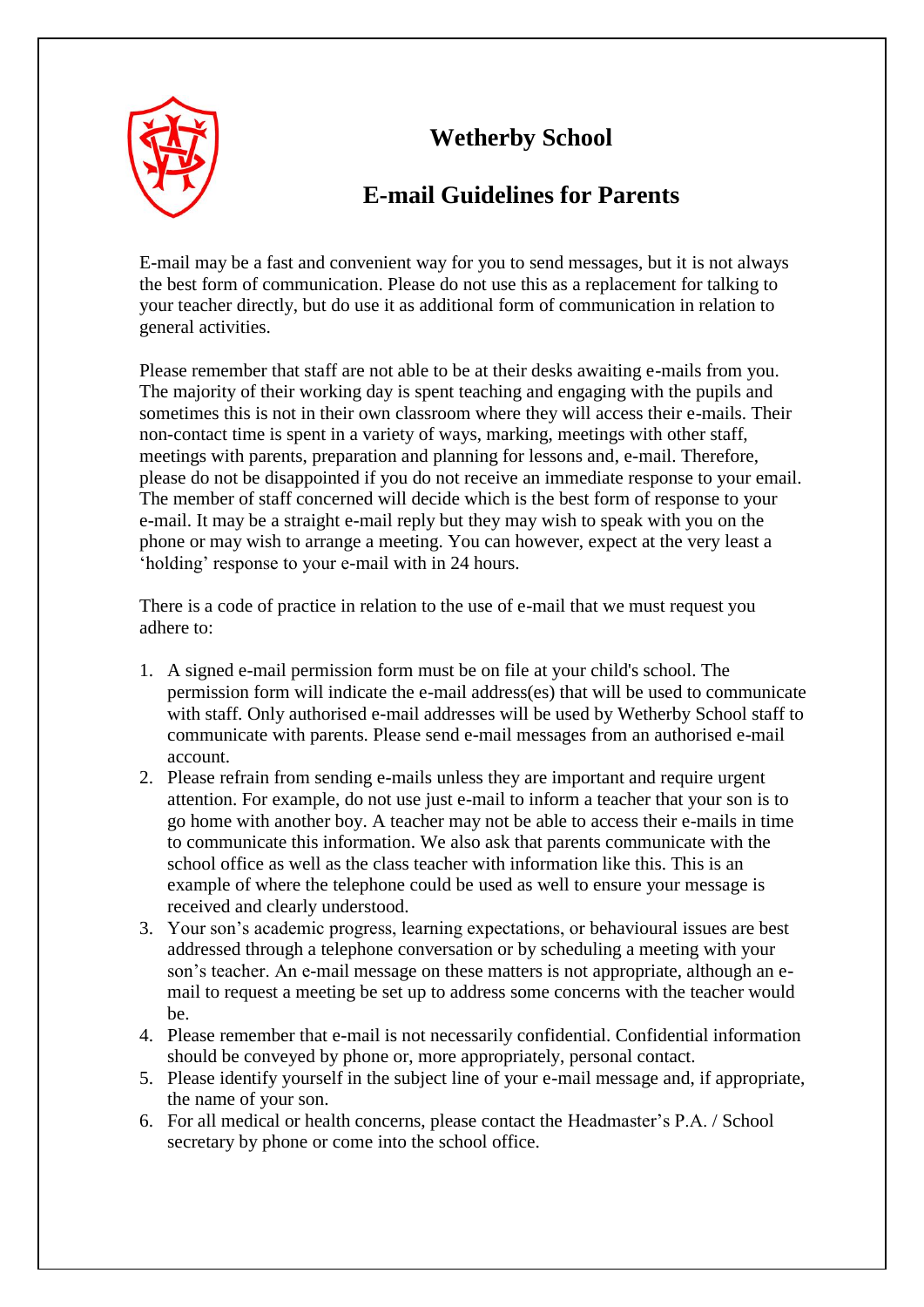# Wetherby School

## E-mail Guidelines for Parents

E-mail may be a fast and convenient way for you to send messages, but it is not always the best form of communication. Please do not use this as a replacement for talking to your teacher directly, but do use it as additional form of communication in relation to general activities.

Please remember that staff are not able to be at their desks awaiting e-mails from you. The majority of their working day is spent teaching and engaging with the pupils and sometimes this is not in their own classroom where they will access their e-mails. Their non-contact time is spent in a variety of ways, marking, meetings with other staff, meetings with parents, preparation and planning for lessons and, e-mail. Therefore, please do not be disappointed if you do not receive an immediate response to your email. The member of staff concerned will decide which is the best form of response to your e-mail. It may be a straight e-mail reply but they may wish to speak with you on the phone or may wish to arrange a meeting. You can however, expect at the very least a 'holding' response to your e-mail with in 24 hours.

There is a code of practice in relation to the use of e-mail that we must request you adhere to:

1. A signed e-mail permission form must be on file at your child's school. The permission form will indicate the e-mail address(es) that will be used to communicate with staff. Only authorised e-mail addresses will be used by Wetherby School staff to communicate with parents. Please send e-mail messages from an authorised e-mail account.
2. Please refrain from sending e-mails unless they are important and require urgent attention. For example, do not use just e-mail to inform a teacher that your son is to go home with another boy. A teacher may not be able to access their e-mails in time to communicate this information. We also ask that parents communicate with the school office as well as the class teacher with information like this. This is an example of where the telephone could be used as well to ensure your message is received and clearly understood.
3. Your son's academic progress, learning expectations, or behavioural issues are best addressed through a telephone conversation or by scheduling a meeting with your son's teacher. An e-mail message on these matters is not appropriate, although an e-mail to request a meeting be set up to address some concerns with the teacher would be.
4. Please remember that e-mail is not necessarily confidential. Confidential information should be conveyed by phone or, more appropriately, personal contact.
5. Please identify yourself in the subject line of your e-mail message and, if appropriate, the name of your son.
6. For all medical or health concerns, please contact the Headmaster's P.A. / School secretary by phone or come into the school office.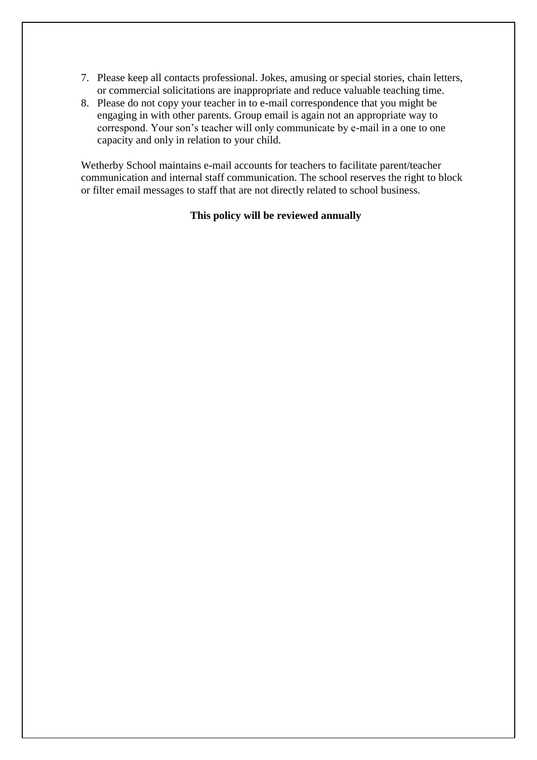7. Please keep all contacts professional. Jokes, amusing or special stories, chain letters, or commercial solicitations are inappropriate and reduce valuable teaching time.
8. Please do not copy your teacher in to e-mail correspondence that you might be engaging in with other parents. Group email is again not an appropriate way to correspond. Your son's teacher will only communicate by e-mail in a one to one capacity and only in relation to your child.

Wetherby School maintains e-mail accounts for teachers to facilitate parent/teacher communication and internal staff communication. The school reserves the right to block or filter email messages to staff that are not directly related to school business.

**This policy will be reviewed annually**